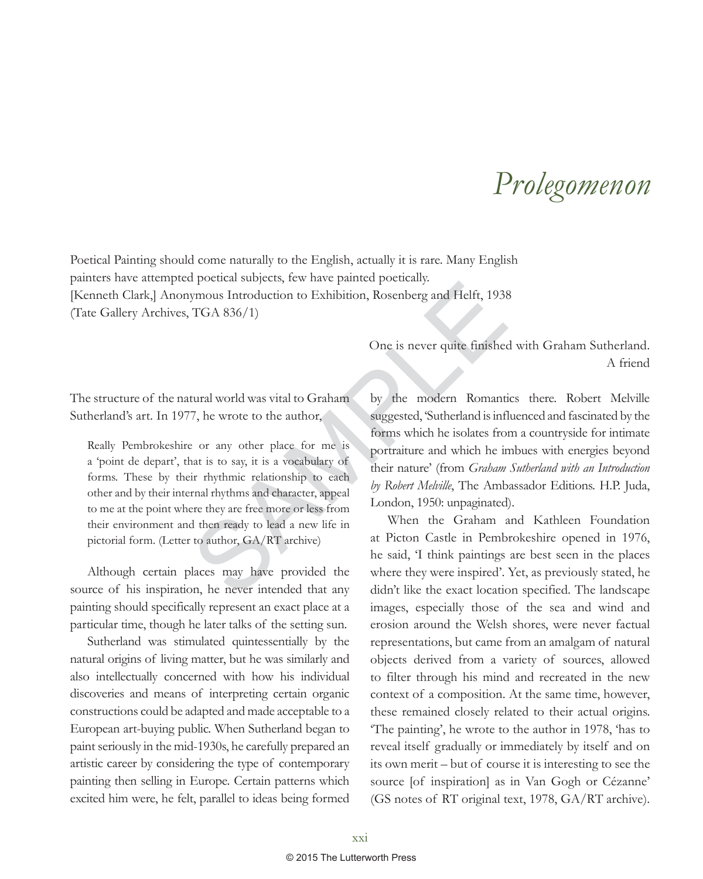# Prolegomenon

Poetical Painting should come naturally to the English, actually it is rare. Many English painters have attempted poetical subjects, few have painted poetically.
[Kenneth Clark,] Anonymous Introduction to Exhibition, Rosenberg and Helft, 1938 (Tate Gallery Archives, TGA 836/1)

One is never quite finished with Graham Sutherland.
A friend

The structure of the natural world was vital to Graham Sutherland's art. In 1977, he wrote to the author,

> Really Pembrokeshire or any other place for me is a 'point de depart', that is to say, it is a vocabulary of forms. These by their rhythmic relationship to each other and by their internal rhythms and character, appeal to me at the point where they are free more or less from their environment and then ready to lead a new life in pictorial form. (Letter to author, GA/RT archive)

Although certain places may have provided the source of his inspiration, he never intended that any painting should specifically represent an exact place at a particular time, though he later talks of the setting sun.

Sutherland was stimulated quintessentially by the natural origins of living matter, but he was similarly and also intellectually concerned with how his individual discoveries and means of interpreting certain organic constructions could be adapted and made acceptable to a European art-buying public. When Sutherland began to paint seriously in the mid-1930s, he carefully prepared an artistic career by considering the type of contemporary painting then selling in Europe. Certain patterns which excited him were, he felt, parallel to ideas being formed by the modern Romantics there. Robert Melville suggested, 'Sutherland is influenced and fascinated by the forms which he isolates from a countryside for intimate portraiture and which he imbues with energies beyond their nature' (from *Graham Sutherland with an Introduction by Robert Melville*, The Ambassador Editions. H.P. Juda, London, 1950: unpaginated).

When the Graham and Kathleen Foundation at Picton Castle in Pembrokeshire opened in 1976, he said, 'I think paintings are best seen in the places where they were inspired'. Yet, as previously stated, he didn't like the exact location specified. The landscape images, especially those of the sea and wind and erosion around the Welsh shores, were never factual representations, but came from an amalgam of natural objects derived from a variety of sources, allowed to filter through his mind and recreated in the new context of a composition. At the same time, however, these remained closely related to their actual origins. 'The painting', he wrote to the author in 1978, 'has to reveal itself gradually or immediately by itself and on its own merit – but of course it is interesting to see the source [of inspiration] as in Van Gogh or Cézanne' (GS notes of RT original text, 1978, GA/RT archive).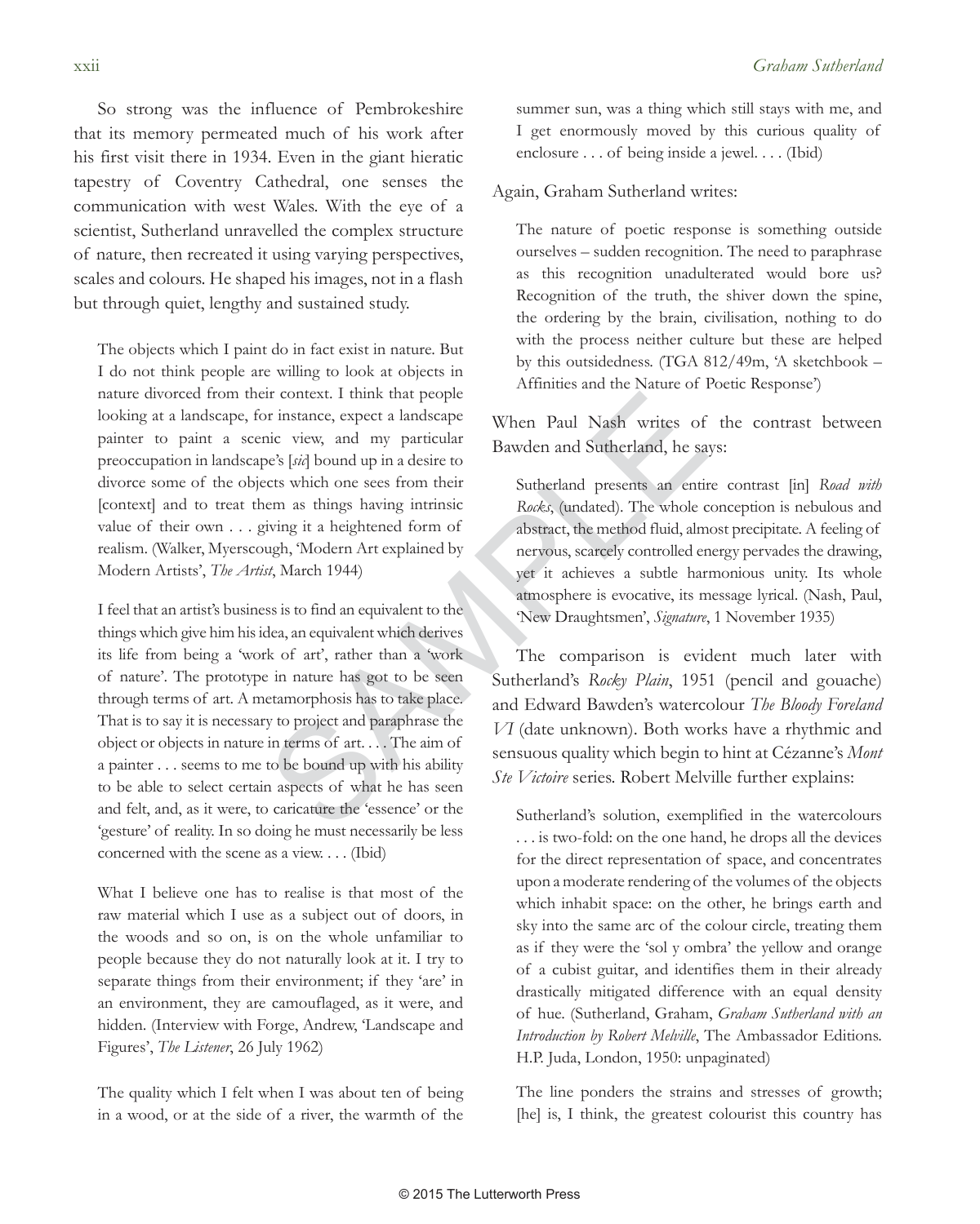So strong was the influence of Pembrokeshire that its memory permeated much of his work after his first visit there in 1934. Even in the giant hieratic tapestry of Coventry Cathedral, one senses the communication with west Wales. With the eye of a scientist, Sutherland unravelled the complex structure of nature, then recreated it using varying perspectives, scales and colours. He shaped his images, not in a flash but through quiet, lengthy and sustained study.

> The objects which I paint do in fact exist in nature. But I do not think people are willing to look at objects in nature divorced from their context. I think that people looking at a landscape, for instance, expect a landscape painter to paint a scenic view, and my particular preoccupation in landscape's [*sic*] bound up in a desire to divorce some of the objects which one sees from their [context] and to treat them as things having intrinsic value of their own . . . giving it a heightened form of realism. (Walker, Myerscough, 'Modern Art explained by Modern Artists', *The Artist*, March 1944)

> I feel that an artist's business is to find an equivalent to the things which give him his idea, an equivalent which derives its life from being a 'work of art', rather than a 'work of nature'. The prototype in nature has got to be seen through terms of art. A metamorphosis has to take place. That is to say it is necessary to project and paraphrase the object or objects in nature in terms of art. . . . The aim of a painter . . . seems to me to be bound up with his ability to be able to select certain aspects of what he has seen and felt, and, as it were, to caricature the 'essence' or the 'gesture' of reality. In so doing he must necessarily be less concerned with the scene as a view. . . . (Ibid)

> What I believe one has to realise is that most of the raw material which I use as a subject out of doors, in the woods and so on, is on the whole unfamiliar to people because they do not naturally look at it. I try to separate things from their environment; if they 'are' in an environment, they are camouflaged, as it were, and hidden. (Interview with Forge, Andrew, 'Landscape and Figures', *The Listener*, 26 July 1962)

> The quality which I felt when I was about ten of being in a wood, or at the side of a river, the warmth of the summer sun, was a thing which still stays with me, and I get enormously moved by this curious quality of enclosure . . . of being inside a jewel. . . . (Ibid)

Again, Graham Sutherland writes:

> The nature of poetic response is something outside ourselves – sudden recognition. The need to paraphrase as this recognition unadulterated would bore us? Recognition of the truth, the shiver down the spine, the ordering by the brain, civilisation, nothing to do with the process neither culture but these are helped by this outsidedness. (TGA 812/49m, 'A sketchbook – Affinities and the Nature of Poetic Response')

When Paul Nash writes of the contrast between Bawden and Sutherland, he says:

> Sutherland presents an entire contrast [in] *Road with Rocks*, (undated). The whole conception is nebulous and abstract, the method fluid, almost precipitate. A feeling of nervous, scarcely controlled energy pervades the drawing, yet it achieves a subtle harmonious unity. Its whole atmosphere is evocative, its message lyrical. (Nash, Paul, 'New Draughtsmen', *Signature*, 1 November 1935)

The comparison is evident much later with Sutherland's *Rocky Plain*, 1951 (pencil and gouache) and Edward Bawden's watercolour *The Bloody Foreland VI* (date unknown). Both works have a rhythmic and sensuous quality which begin to hint at Cézanne's *Mont Ste Victoire* series. Robert Melville further explains:

> Sutherland's solution, exemplified in the watercolours . . . is two-fold: on the one hand, he drops all the devices for the direct representation of space, and concentrates upon a moderate rendering of the volumes of the objects which inhabit space: on the other, he brings earth and sky into the same arc of the colour circle, treating them as if they were the 'sol y ombra' the yellow and orange of a cubist guitar, and identifies them in their already drastically mitigated difference with an equal density of hue. (Sutherland, Graham, *Graham Sutherland with an Introduction by Robert Melville*, The Ambassador Editions. H.P. Juda, London, 1950: unpaginated)

> The line ponders the strains and stresses of growth; [he] is, I think, the greatest colourist this country has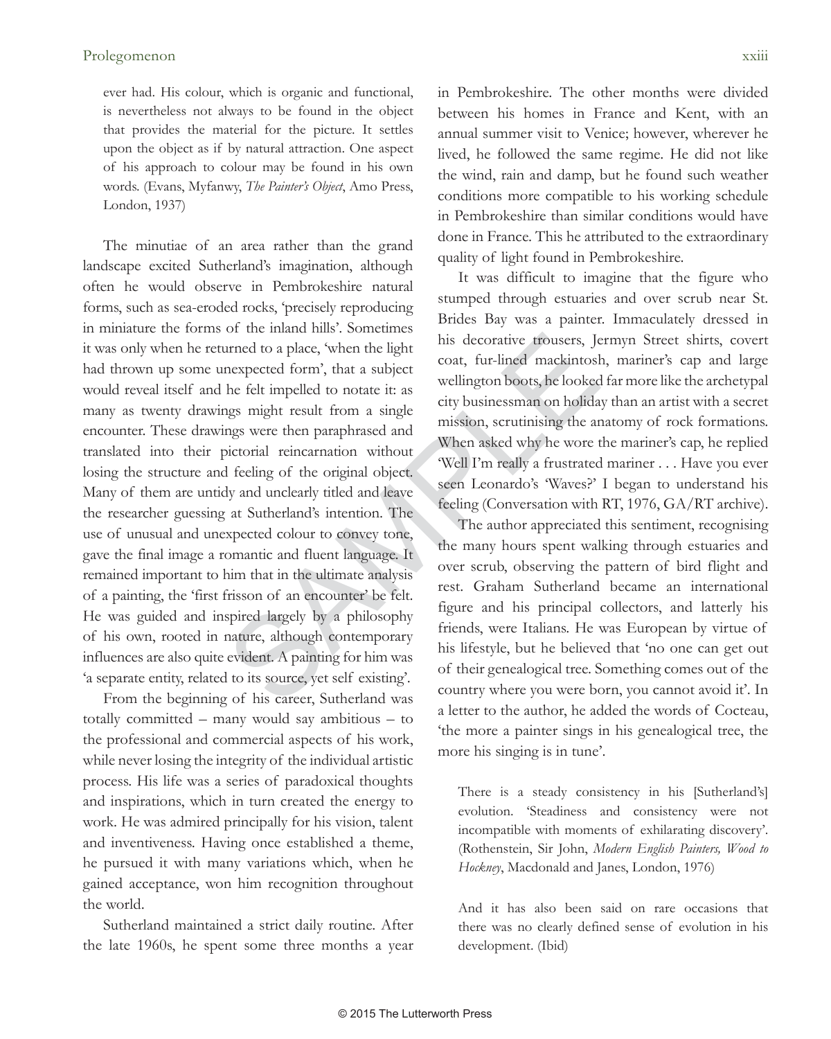ever had. His colour, which is organic and functional, is nevertheless not always to be found in the object that provides the material for the picture. It settles upon the object as if by natural attraction. One aspect of his approach to colour may be found in his own words. (Evans, Myfanwy, *The Painter's Object*, Amo Press, London, 1937)

The minutiae of an area rather than the grand landscape excited Sutherland's imagination, although often he would observe in Pembrokeshire natural forms, such as sea-eroded rocks, 'precisely reproducing in miniature the forms of the inland hills'. Sometimes it was only when he returned to a place, 'when the light had thrown up some unexpected form', that a subject would reveal itself and he felt impelled to notate it: as many as twenty drawings might result from a single encounter. These drawings were then paraphrased and translated into their pictorial reincarnation without losing the structure and feeling of the original object. Many of them are untidy and unclearly titled and leave the researcher guessing at Sutherland's intention. The use of unusual and unexpected colour to convey tone, gave the final image a romantic and fluent language. It remained important to him that in the ultimate analysis of a painting, the 'first frisson of an encounter' be felt. He was guided and inspired largely by a philosophy of his own, rooted in nature, although contemporary influences are also quite evident. A painting for him was 'a separate entity, related to its source, yet self existing'.

From the beginning of his career, Sutherland was totally committed – many would say ambitious – to the professional and commercial aspects of his work, while never losing the integrity of the individual artistic process. His life was a series of paradoxical thoughts and inspirations, which in turn created the energy to work. He was admired principally for his vision, talent and inventiveness. Having once established a theme, he pursued it with many variations which, when he gained acceptance, won him recognition throughout the world.

Sutherland maintained a strict daily routine. After the late 1960s, he spent some three months a year in Pembrokeshire. The other months were divided between his homes in France and Kent, with an annual summer visit to Venice; however, wherever he lived, he followed the same regime. He did not like the wind, rain and damp, but he found such weather conditions more compatible to his working schedule in Pembrokeshire than similar conditions would have done in France. This he attributed to the extraordinary quality of light found in Pembrokeshire.

It was difficult to imagine that the figure who stumped through estuaries and over scrub near St. Brides Bay was a painter. Immaculately dressed in his decorative trousers, Jermyn Street shirts, covert coat, fur-lined mackintosh, mariner's cap and large wellington boots, he looked far more like the archetypal city businessman on holiday than an artist with a secret mission, scrutinising the anatomy of rock formations. When asked why he wore the mariner's cap, he replied 'Well I'm really a frustrated mariner . . . Have you ever seen Leonardo's 'Waves?' I began to understand his feeling (Conversation with RT, 1976, GA/RT archive).

The author appreciated this sentiment, recognising the many hours spent walking through estuaries and over scrub, observing the pattern of bird flight and rest. Graham Sutherland became an international figure and his principal collectors, and latterly his friends, were Italians. He was European by virtue of his lifestyle, but he believed that 'no one can get out of their genealogical tree. Something comes out of the country where you were born, you cannot avoid it'. In a letter to the author, he added the words of Cocteau, 'the more a painter sings in his genealogical tree, the more his singing is in tune'.

There is a steady consistency in his [Sutherland's] evolution. 'Steadiness and consistency were not incompatible with moments of exhilarating discovery'. (Rothenstein, Sir John, *Modern English Painters, Wood to Hockney*, Macdonald and Janes, London, 1976)

And it has also been said on rare occasions that there was no clearly defined sense of evolution in his development. (Ibid)